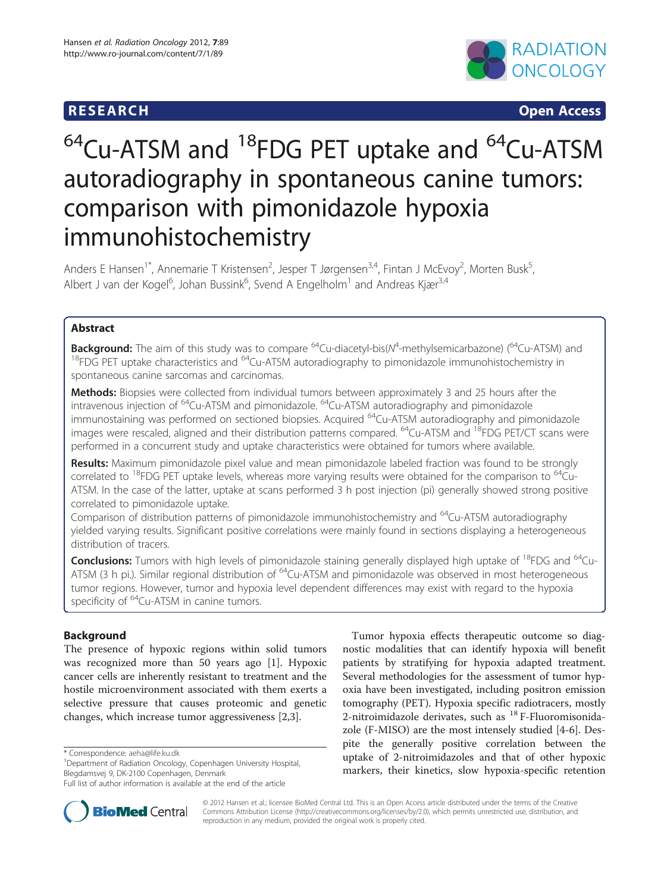RESEARCH Open Access

# $^{64}$Cu-ATSM and $^{18}$FDG PET uptake and $^{64}$Cu-ATSM autoradiography in spontaneous canine tumors: comparison with pimonidazole hypoxia immunohistochemistry

Anders E Hansen[1*], Annemarie T Kristensen[2], Jesper T Jørgensen[3,4], Fintan J McEvoy[2], Morten Busk[5], Albert J van der Kogel[6], Johan Bussink[6], Svend A Engelholm[1] and Andreas Kjær[3,4]

## Abstract

**Background:** The aim of this study was to compare $^{64}$Cu-diacetyl-bis($N^4$-methylsemicarbazone) ($^{64}$Cu-ATSM) and $^{18}$FDG PET uptake characteristics and $^{64}$Cu-ATSM autoradiography to pimonidazole immunohistochemistry in spontaneous canine sarcomas and carcinomas.

**Methods:** Biopsies were collected from individual tumors between approximately 3 and 25 hours after the intravenous injection of $^{64}$Cu-ATSM and pimonidazole. $^{64}$Cu-ATSM autoradiography and pimonidazole immunostaining was performed on sectioned biopsies. Acquired $^{64}$Cu-ATSM autoradiography and pimonidazole images were rescaled, aligned and their distribution patterns compared. $^{64}$Cu-ATSM and $^{18}$FDG PET/CT scans were performed in a concurrent study and uptake characteristics were obtained for tumors where available.

**Results:** Maximum pimonidazole pixel value and mean pimonidazole labeled fraction was found to be strongly correlated to $^{18}$FDG PET uptake levels, whereas more varying results were obtained for the comparison to $^{64}$Cu-ATSM. In the case of the latter, uptake at scans performed 3 h post injection (pi) generally showed strong positive correlated to pimonidazole uptake.

Comparison of distribution patterns of pimonidazole immunohistochemistry and $^{64}$Cu-ATSM autoradiography yielded varying results. Significant positive correlations were mainly found in sections displaying a heterogeneous distribution of tracers.

**Conclusions:** Tumors with high levels of pimonidazole staining generally displayed high uptake of $^{18}$FDG and $^{64}$Cu-ATSM (3 h pi.). Similar regional distribution of $^{64}$Cu-ATSM and pimonidazole was observed in most heterogeneous tumor regions. However, tumor and hypoxia level dependent differences may exist with regard to the hypoxia specificity of $^{64}$Cu-ATSM in canine tumors.

## Background

The presence of hypoxic regions within solid tumors was recognized more than 50 years ago [1]. Hypoxic cancer cells are inherently resistant to treatment and the hostile microenvironment associated with them exerts a selective pressure that causes proteomic and genetic changes, which increase tumor aggressiveness [2,3].

Tumor hypoxia effects therapeutic outcome so diagnostic modalities that can identify hypoxia will benefit patients by stratifying for hypoxia adapted treatment. Several methodologies for the assessment of tumor hypoxia have been investigated, including positron emission tomography (PET). Hypoxia specific radiotracers, mostly 2-nitroimidazole derivates, such as $^{18}$F-Fluoromisonidazole (F-MISO) are the most intensely studied [4-6]. Despite the generally positive correlation between the uptake of 2-nitroimidazoles and that of other hypoxic markers, their kinetics, slow hypoxia-specific retention

\* Correspondence: aeha@life.ku.dk
[1]Department of Radiation Oncology, Copenhagen University Hospital, Blegdamsvej 9, DK-2100 Copenhagen, Denmark
Full list of author information is available at the end of the article

© 2012 Hansen et al.; licensee BioMed Central Ltd. This is an Open Access article distributed under the terms of the Creative Commons Attribution License (http://creativecommons.org/licenses/by/2.0), which permits unrestricted use, distribution, and reproduction in any medium, provided the original work is properly cited.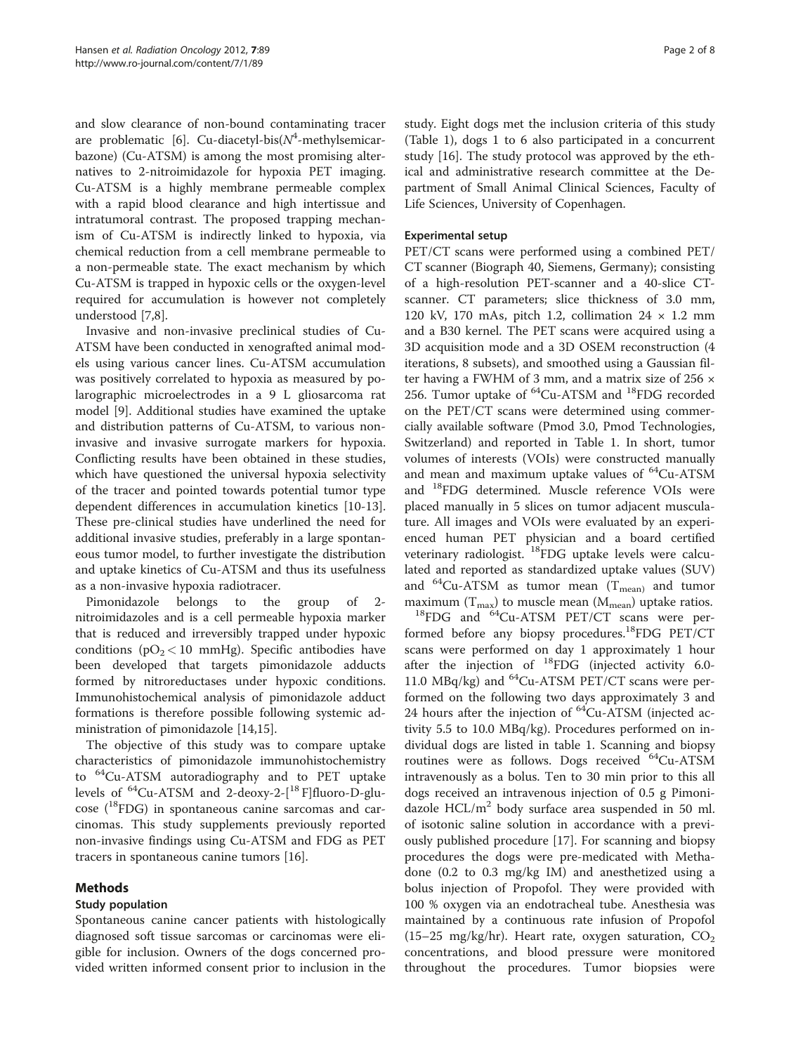and slow clearance of non-bound contaminating tracer are problematic [6]. Cu-diacetyl-bis($N^4$-methylsemicarbazone) (Cu-ATSM) is among the most promising alternatives to 2-nitroimidazole for hypoxia PET imaging. Cu-ATSM is a highly membrane permeable complex with a rapid blood clearance and high intertissue and intratumoral contrast. The proposed trapping mechanism of Cu-ATSM is indirectly linked to hypoxia, via chemical reduction from a cell membrane permeable to a non-permeable state. The exact mechanism by which Cu-ATSM is trapped in hypoxic cells or the oxygen-level required for accumulation is however not completely understood [7,8].

Invasive and non-invasive preclinical studies of Cu-ATSM have been conducted in xenografted animal models using various cancer lines. Cu-ATSM accumulation was positively correlated to hypoxia as measured by polarographic microelectrodes in a 9 L gliosarcoma rat model [9]. Additional studies have examined the uptake and distribution patterns of Cu-ATSM, to various non-invasive and invasive surrogate markers for hypoxia. Conflicting results have been obtained in these studies, which have questioned the universal hypoxia selectivity of the tracer and pointed towards potential tumor type dependent differences in accumulation kinetics [10-13]. These pre-clinical studies have underlined the need for additional invasive studies, preferably in a large spontaneous tumor model, to further investigate the distribution and uptake kinetics of Cu-ATSM and thus its usefulness as a non-invasive hypoxia radiotracer.

Pimonidazole belongs to the group of 2-nitroimidazoles and is a cell permeable hypoxia marker that is reduced and irreversibly trapped under hypoxic conditions ($pO_2 < 10$ mmHg). Specific antibodies have been developed that targets pimonidazole adducts formed by nitroreductases under hypoxic conditions. Immunohistochemical analysis of pimonidazole adduct formations is therefore possible following systemic administration of pimonidazole [14,15].

The objective of this study was to compare uptake characteristics of pimonidazole immunohistochemistry to $^{64}$Cu-ATSM autoradiography and to PET uptake levels of $^{64}$Cu-ATSM and 2-deoxy-2-[$^{18}$F]fluoro-D-glucose ($^{18}$FDG) in spontaneous canine sarcomas and carcinomas. This study supplements previously reported non-invasive findings using Cu-ATSM and FDG as PET tracers in spontaneous canine tumors [16].

## Methods

### Study population

Spontaneous canine cancer patients with histologically diagnosed soft tissue sarcomas or carcinomas were eligible for inclusion. Owners of the dogs concerned provided written informed consent prior to inclusion in the study. Eight dogs met the inclusion criteria of this study (Table 1), dogs 1 to 6 also participated in a concurrent study [16]. The study protocol was approved by the ethical and administrative research committee at the Department of Small Animal Clinical Sciences, Faculty of Life Sciences, University of Copenhagen.

### Experimental setup

PET/CT scans were performed using a combined PET/CT scanner (Biograph 40, Siemens, Germany); consisting of a high-resolution PET-scanner and a 40-slice CT-scanner. CT parameters; slice thickness of 3.0 mm, 120 kV, 170 mAs, pitch 1.2, collimation $24 \times 1.2$ mm and a B30 kernel. The PET scans were acquired using a 3D acquisition mode and a 3D OSEM reconstruction (4 iterations, 8 subsets), and smoothed using a Gaussian filter having a FWHM of 3 mm, and a matrix size of $256 \times 256$. Tumor uptake of $^{64}$Cu-ATSM and $^{18}$FDG recorded on the PET/CT scans were determined using commercially available software (Pmod 3.0, Pmod Technologies, Switzerland) and reported in Table 1. In short, tumor volumes of interests (VOIs) were constructed manually and mean and maximum uptake values of $^{64}$Cu-ATSM and $^{18}$FDG determined. Muscle reference VOIs were placed manually in 5 slices on tumor adjacent musculature. All images and VOIs were evaluated by an experienced human PET physician and a board certified veterinary radiologist. $^{18}$FDG uptake levels were calculated and reported as standardized uptake values (SUV) and $^{64}$Cu-ATSM as tumor mean ($T_{mean}$) and tumor maximum ($T_{max}$) to muscle mean ($M_{mean}$) uptake ratios.

$^{18}$FDG and $^{64}$Cu-ATSM PET/CT scans were performed before any biopsy procedures. $^{18}$FDG PET/CT scans were performed on day 1 approximately 1 hour after the injection of $^{18}$FDG (injected activity 6.0-11.0 MBq/kg) and $^{64}$Cu-ATSM PET/CT scans were performed on the following two days approximately 3 and 24 hours after the injection of $^{64}$Cu-ATSM (injected activity 5.5 to 10.0 MBq/kg). Procedures performed on individual dogs are listed in table 1. Scanning and biopsy routines were as follows. Dogs received $^{64}$Cu-ATSM intravenously as a bolus. Ten to 30 min prior to this all dogs received an intravenous injection of 0.5 g Pimonidazole HCL/$m^2$ body surface area suspended in 50 ml. of isotonic saline solution in accordance with a previously published procedure [17]. For scanning and biopsy procedures the dogs were pre-medicated with Methadone (0.2 to 0.3 mg/kg IM) and anesthetized using a bolus injection of Propofol. They were provided with 100 % oxygen via an endotracheal tube. Anesthesia was maintained by a continuous rate infusion of Propofol (15–25 mg/kg/hr). Heart rate, oxygen saturation, $CO_2$ concentrations, and blood pressure were monitored throughout the procedures. Tumor biopsies were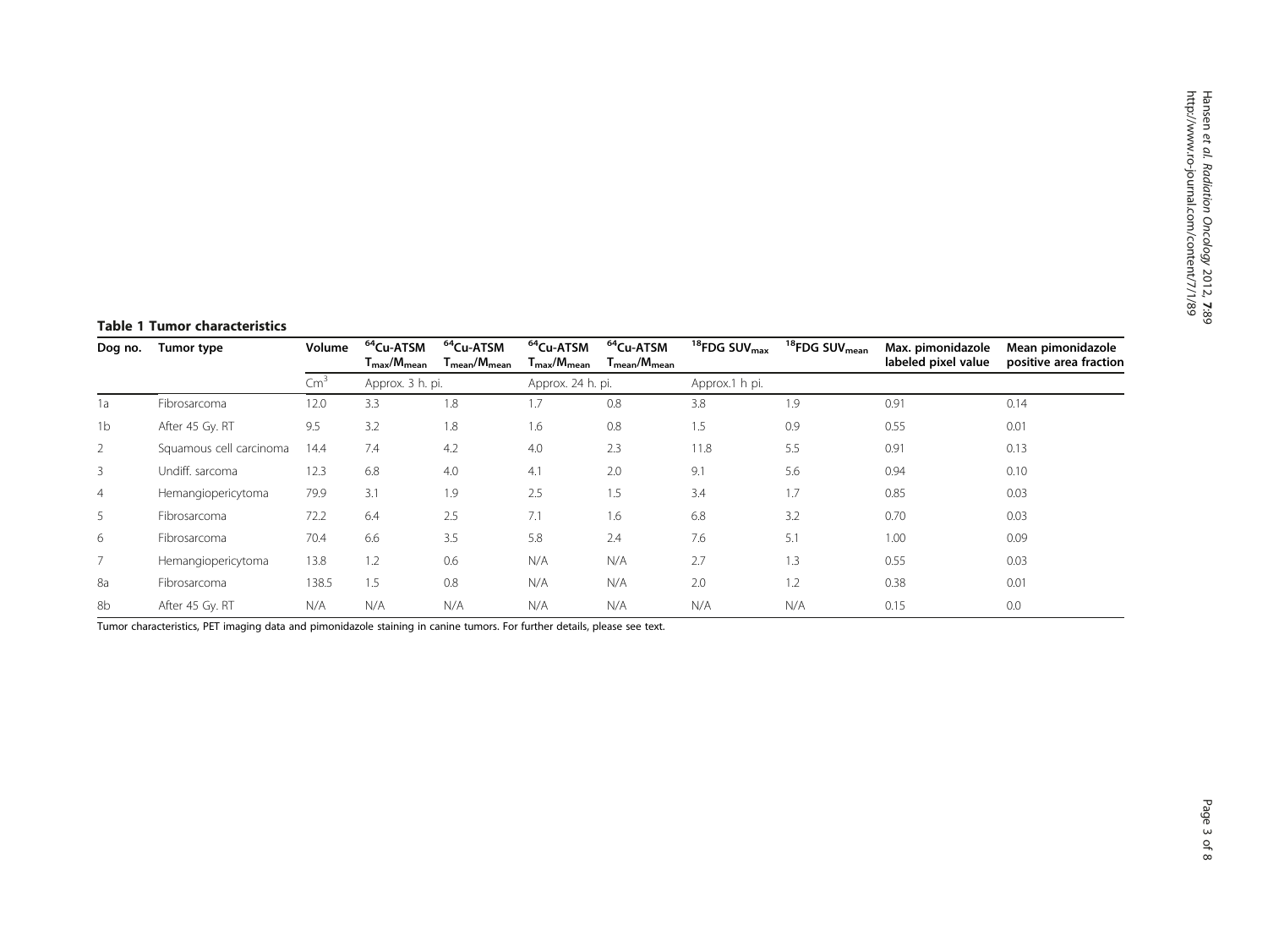**Table 1 Tumor characteristics**

| Dog no. | Tumor type | Volume | $^{64}$Cu-ATSM $T_{max}/M_{mean}$ | $^{64}$Cu-ATSM $T_{mean}/M_{mean}$ | $^{64}$Cu-ATSM $T_{max}/M_{mean}$ | $^{64}$Cu-ATSM $T_{mean}/M_{mean}$ | $^{18}$FDG $SUV_{max}$ | $^{18}$FDG $SUV_{mean}$ | Max. pimonidazole labeled pixel value | Mean pimonidazole positive area fraction |
|---|---|---|---|---|---|---|---|---|---|---|
| | | Cm$^3$ | Approx. 3 h. pi. | | Approx. 24 h. pi. | | Approx.1 h pi. | | | |
| 1a | Fibrosarcoma | 12.0 | 3.3 | 1.8 | 1.7 | 0.8 | 3.8 | 1.9 | 0.91 | 0.14 |
| 1b | After 45 Gy. RT | 9.5 | 3.2 | 1.8 | 1.6 | 0.8 | 1.5 | 0.9 | 0.55 | 0.01 |
| 2 | Squamous cell carcinoma | 14.4 | 7.4 | 4.2 | 4.0 | 2.3 | 11.8 | 5.5 | 0.91 | 0.13 |
| 3 | Undiff. sarcoma | 12.3 | 6.8 | 4.0 | 4.1 | 2.0 | 9.1 | 5.6 | 0.94 | 0.10 |
| 4 | Hemangiopericytoma | 79.9 | 3.1 | 1.9 | 2.5 | 1.5 | 3.4 | 1.7 | 0.85 | 0.03 |
| 5 | Fibrosarcoma | 72.2 | 6.4 | 2.5 | 7.1 | 1.6 | 6.8 | 3.2 | 0.70 | 0.03 |
| 6 | Fibrosarcoma | 70.4 | 6.6 | 3.5 | 5.8 | 2.4 | 7.6 | 5.1 | 1.00 | 0.09 |
| 7 | Hemangiopericytoma | 13.8 | 1.2 | 0.6 | N/A | N/A | 2.7 | 1.3 | 0.55 | 0.03 |
| 8a | Fibrosarcoma | 138.5 | 1.5 | 0.8 | N/A | N/A | 2.0 | 1.2 | 0.38 | 0.01 |
| 8b | After 45 Gy. RT | N/A | N/A | N/A | N/A | N/A | N/A | N/A | 0.15 | 0.0 |

Tumor characteristics, PET imaging data and pimonidazole staining in canine tumors. For further details, please see text.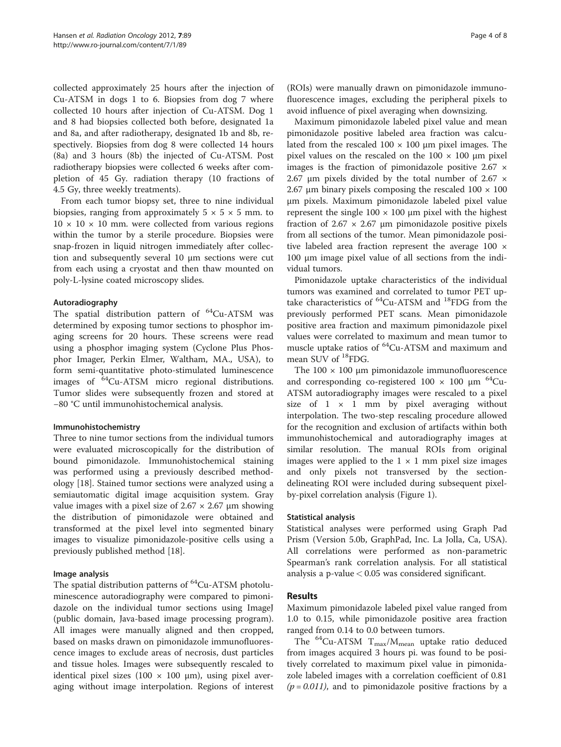collected approximately 25 hours after the injection of Cu-ATSM in dogs 1 to 6. Biopsies from dog 7 where collected 10 hours after injection of Cu-ATSM. Dog 1 and 8 had biopsies collected both before, designated 1a and 8a, and after radiotherapy, designated 1b and 8b, respectively. Biopsies from dog 8 were collected 14 hours (8a) and 3 hours (8b) the injected of Cu-ATSM. Post radiotherapy biopsies were collected 6 weeks after completion of 45 Gy. radiation therapy (10 fractions of 4.5 Gy, three weekly treatments).

From each tumor biopsy set, three to nine individual biopsies, ranging from approximately 5 × 5 × 5 mm. to 10 × 10 × 10 mm. were collected from various regions within the tumor by a sterile procedure. Biopsies were snap-frozen in liquid nitrogen immediately after collection and subsequently several 10 μm sections were cut from each using a cryostat and then thaw mounted on poly-L-lysine coated microscopy slides.

### Autoradiography

The spatial distribution pattern of $^{64}$Cu-ATSM was determined by exposing tumor sections to phosphor imaging screens for 20 hours. These screens were read using a phosphor imaging system (Cyclone Plus Phosphor Imager, Perkin Elmer, Waltham, MA., USA), to form semi-quantitative photo-stimulated luminescence images of $^{64}$Cu-ATSM micro regional distributions. Tumor slides were subsequently frozen and stored at −80 °C until immunohistochemical analysis.

### Immunohistochemistry

Three to nine tumor sections from the individual tumors were evaluated microscopically for the distribution of bound pimonidazole. Immunohistochemical staining was performed using a previously described methodology [18]. Stained tumor sections were analyzed using a semiautomatic digital image acquisition system. Gray value images with a pixel size of 2.67 × 2.67 μm showing the distribution of pimonidazole were obtained and transformed at the pixel level into segmented binary images to visualize pimonidazole-positive cells using a previously published method [18].

### Image analysis

The spatial distribution patterns of $^{64}$Cu-ATSM photoluminescence autoradiography were compared to pimonidazole on the individual tumor sections using ImageJ (public domain, Java-based image processing program). All images were manually aligned and then cropped, based on masks drawn on pimonidazole immunofluorescence images to exclude areas of necrosis, dust particles and tissue holes. Images were subsequently rescaled to identical pixel sizes (100 × 100 μm), using pixel averaging without image interpolation. Regions of interest (ROIs) were manually drawn on pimonidazole immunofluorescence images, excluding the peripheral pixels to avoid influence of pixel averaging when downsizing.

Maximum pimonidazole labeled pixel value and mean pimonidazole positive labeled area fraction was calculated from the rescaled 100 × 100 μm pixel images. The pixel values on the rescaled on the 100 × 100 μm pixel images is the fraction of pimonidazole positive 2.67 × 2.67 μm pixels divided by the total number of 2.67 × 2.67 μm binary pixels composing the rescaled 100 × 100 μm pixels. Maximum pimonidazole labeled pixel value represent the single 100 × 100 μm pixel with the highest fraction of 2.67 × 2.67 μm pimonidazole positive pixels from all sections of the tumor. Mean pimonidazole positive labeled area fraction represent the average 100 × 100 μm image pixel value of all sections from the individual tumors.

Pimonidazole uptake characteristics of the individual tumors was examined and correlated to tumor PET uptake characteristics of $^{64}$Cu-ATSM and $^{18}$FDG from the previously performed PET scans. Mean pimonidazole positive area fraction and maximum pimonidazole pixel values were correlated to maximum and mean tumor to muscle uptake ratios of $^{64}$Cu-ATSM and maximum and mean SUV of $^{18}$FDG.

The 100 × 100 μm pimonidazole immunofluorescence and corresponding co-registered 100 × 100 μm $^{64}$Cu-ATSM autoradiography images were rescaled to a pixel size of 1 × 1 mm by pixel averaging without interpolation. The two-step rescaling procedure allowed for the recognition and exclusion of artifacts within both immunohistochemical and autoradiography images at similar resolution. The manual ROIs from original images were applied to the 1 × 1 mm pixel size images and only pixels not transversed by the section-delineating ROI were included during subsequent pixel-by-pixel correlation analysis (Figure 1).

### Statistical analysis

Statistical analyses were performed using Graph Pad Prism (Version 5.0b, GraphPad, Inc. La Jolla, Ca, USA). All correlations were performed as non-parametric Spearman's rank correlation analysis. For all statistical analysis a p-value $< 0.05$ was considered significant.

## Results

Maximum pimonidazole labeled pixel value ranged from 1.0 to 0.15, while pimonidazole positive area fraction ranged from 0.14 to 0.0 between tumors.

The $^{64}$Cu-ATSM $T_{max}/M_{mean}$ uptake ratio deduced from images acquired 3 hours pi. was found to be positively correlated to maximum pixel value in pimonidazole labeled images with a correlation coefficient of 0.81 $(p = 0.011)$, and to pimonidazole positive fractions by a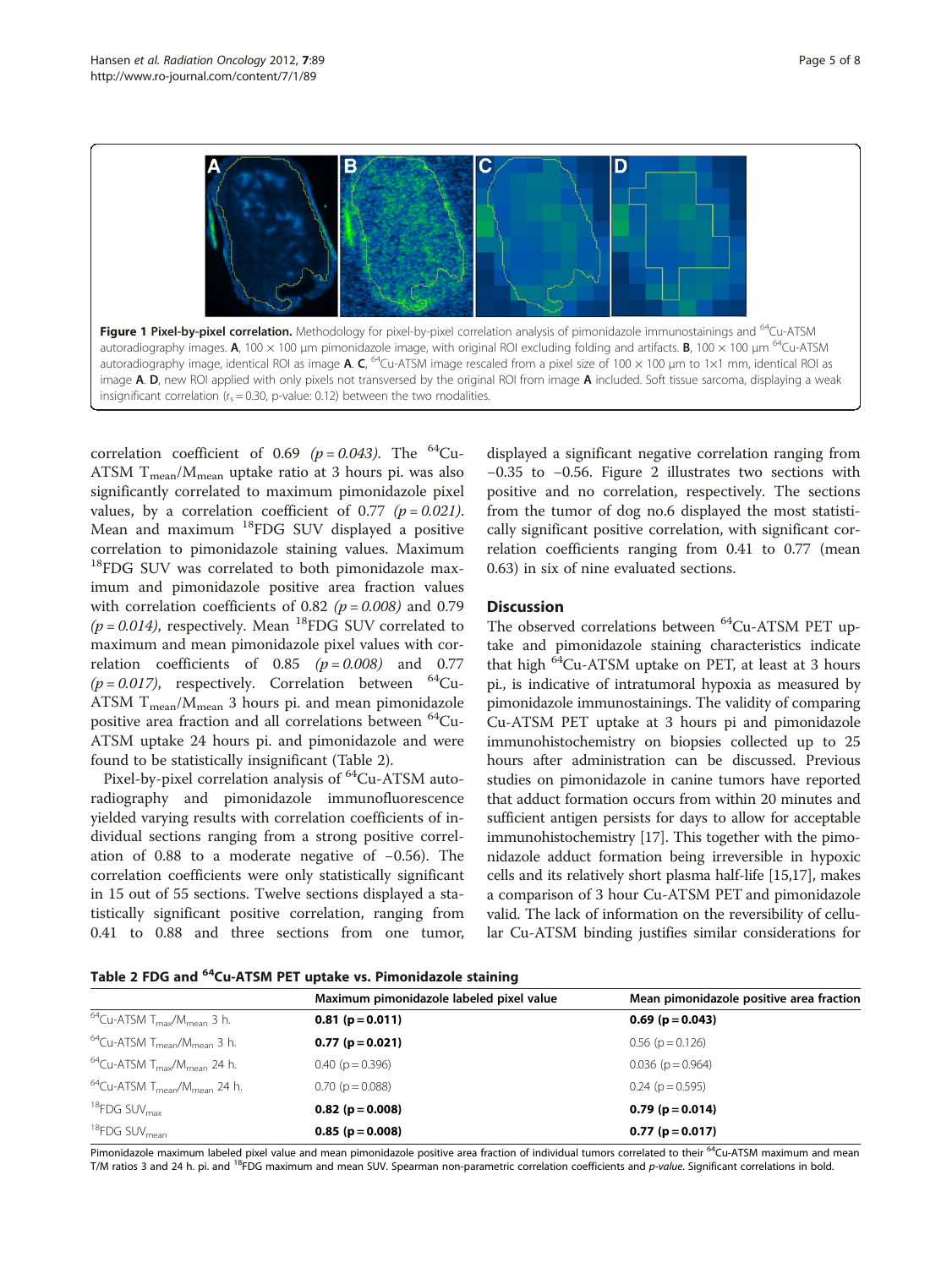**Figure 1 Pixel-by-pixel correlation.** Methodology for pixel-by-pixel correlation analysis of pimonidazole immunostainings and $^{64}$Cu-ATSM autoradiography images. **A**, 100 × 100 μm pimonidazole image, with original ROI excluding folding and artifacts. **B**, 100 × 100 μm $^{64}$Cu-ATSM autoradiography image, identical ROI as image **A**. **C**, $^{64}$Cu-ATSM image rescaled from a pixel size of 100 × 100 μm to 1×1 mm, identical ROI as image **A**. **D**, new ROI applied with only pixels not transversed by the original ROI from image **A** included. Soft tissue sarcoma, displaying a weak insignificant correlation ($r_s$ = 0.30, p-value: 0.12) between the two modalities.

correlation coefficient of 0.69 (*p* = *0.043*). The $^{64}$Cu-ATSM $T_{mean}/M_{mean}$ uptake ratio at 3 hours pi. was also significantly correlated to maximum pimonidazole pixel values, by a correlation coefficient of 0.77 (*p* = *0.021*). Mean and maximum $^{18}$FDG SUV displayed a positive correlation to pimonidazole staining values. Maximum $^{18}$FDG SUV was correlated to both pimonidazole maximum and pimonidazole positive area fraction values with correlation coefficients of 0.82 (*p* = *0.008*) and 0.79 (*p* = *0.014*), respectively. Mean $^{18}$FDG SUV correlated to maximum and mean pimonidazole pixel values with correlation coefficients of 0.85 (*p* = *0.008*) and 0.77 (*p* = *0.017*), respectively. Correlation between $^{64}$Cu-ATSM $T_{mean}/M_{mean}$ 3 hours pi. and mean pimonidazole positive area fraction and all correlations between $^{64}$Cu-ATSM uptake 24 hours pi. and pimonidazole and were found to be statistically insignificant (Table 2).

Pixel-by-pixel correlation analysis of $^{64}$Cu-ATSM autoradiography and pimonidazole immunofluorescence yielded varying results with correlation coefficients of individual sections ranging from a strong positive correlation of 0.88 to a moderate negative of −0.56). The correlation coefficients were only statistically significant in 15 out of 55 sections. Twelve sections displayed a statistically significant positive correlation, ranging from 0.41 to 0.88 and three sections from one tumor, displayed a significant negative correlation ranging from −0.35 to −0.56. Figure 2 illustrates two sections with positive and no correlation, respectively. The sections from the tumor of dog no.6 displayed the most statistically significant positive correlation, with significant correlation coefficients ranging from 0.41 to 0.77 (mean 0.63) in six of nine evaluated sections.

## Discussion

The observed correlations between $^{64}$Cu-ATSM PET uptake and pimonidazole staining characteristics indicate that high $^{64}$Cu-ATSM uptake on PET, at least at 3 hours pi., is indicative of intratumoral hypoxia as measured by pimonidazole immunostainings. The validity of comparing Cu-ATSM PET uptake at 3 hours pi and pimonidazole immunohistochemistry on biopsies collected up to 25 hours after administration can be discussed. Previous studies on pimonidazole in canine tumors have reported that adduct formation occurs from within 20 minutes and sufficient antigen persists for days to allow for acceptable immunohistochemistry [17]. This together with the pimonidazole adduct formation being irreversible in hypoxic cells and its relatively short plasma half-life [15,17], makes a comparison of 3 hour Cu-ATSM PET and pimonidazole valid. The lack of information on the reversibility of cellular Cu-ATSM binding justifies similar considerations for

**Table 2 FDG and $^{64}$Cu-ATSM PET uptake vs. Pimonidazole staining**

| | Maximum pimonidazole labeled pixel value | Mean pimonidazole positive area fraction |
|---|---|---|
| $^{64}$Cu-ATSM $T_{max}/M_{mean}$ 3 h. | **0.81 (p = 0.011)** | **0.69 (p = 0.043)** |
| $^{64}$Cu-ATSM $T_{mean}/M_{mean}$ 3 h. | **0.77 (p = 0.021)** | 0.56 (p = 0.126) |
| $^{64}$Cu-ATSM $T_{max}/M_{mean}$ 24 h. | 0.40 (p = 0.396) | 0.036 (p = 0.964) |
| $^{64}$Cu-ATSM $T_{mean}/M_{mean}$ 24 h. | 0.70 (p = 0.088) | 0.24 (p = 0.595) |
| $^{18}$FDG $SUV_{max}$ | **0.82 (p = 0.008)** | **0.79 (p = 0.014)** |
| $^{18}$FDG $SUV_{mean}$ | **0.85 (p = 0.008)** | **0.77 (p = 0.017)** |

Pimonidazole maximum labeled pixel value and mean pimonidazole positive area fraction of individual tumors correlated to their $^{64}$Cu-ATSM maximum and mean T/M ratios 3 and 24 h. pi. and $^{18}$FDG maximum and mean SUV. Spearman non-parametric correlation coefficients and *p-value*. Significant correlations in bold.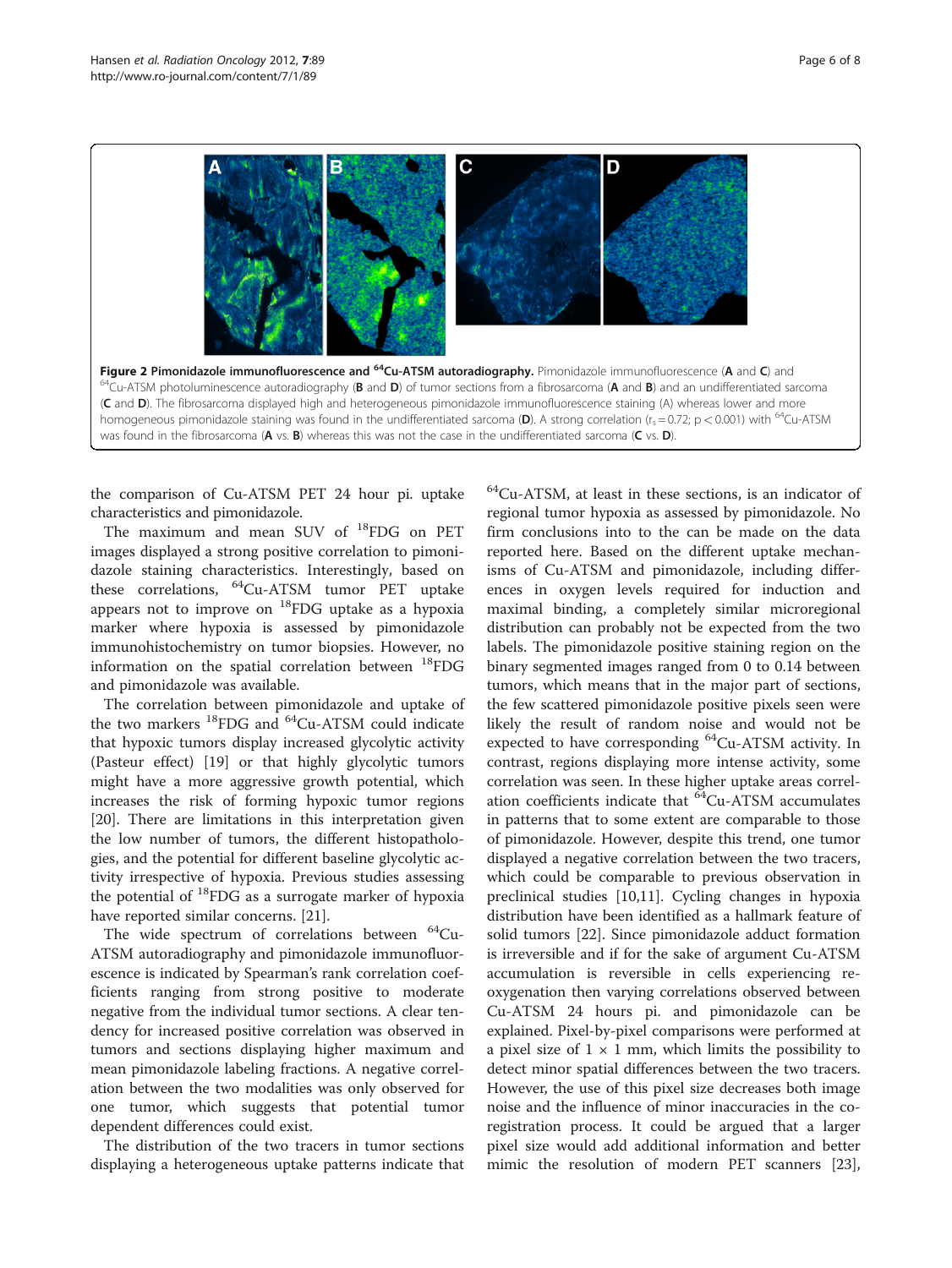**Figure 2 Pimonidazole immunofluorescence and $^{64}$Cu-ATSM autoradiography.** Pimonidazole immunofluorescence (**A** and **C**) and $^{64}$Cu-ATSM photoluminescence autoradiography (**B** and **D**) of tumor sections from a fibrosarcoma (**A** and **B**) and an undifferentiated sarcoma (**C** and **D**). The fibrosarcoma displayed high and heterogeneous pimonidazole immunofluorescence staining (A) whereas lower and more homogeneous pimonidazole staining was found in the undifferentiated sarcoma (**D**). A strong correlation ($r_s = 0.72$; $p < 0.001$) with $^{64}$Cu-ATSM was found in the fibrosarcoma (**A** vs. **B**) whereas this was not the case in the undifferentiated sarcoma (**C** vs. **D**).

the comparison of Cu-ATSM PET 24 hour pi. uptake characteristics and pimonidazole.

The maximum and mean SUV of $^{18}$FDG on PET images displayed a strong positive correlation to pimonidazole staining characteristics. Interestingly, based on these correlations, $^{64}$Cu-ATSM tumor PET uptake appears not to improve on $^{18}$FDG uptake as a hypoxia marker where hypoxia is assessed by pimonidazole immunohistochemistry on tumor biopsies. However, no information on the spatial correlation between $^{18}$FDG and pimonidazole was available.

The correlation between pimonidazole and uptake of the two markers $^{18}$FDG and $^{64}$Cu-ATSM could indicate that hypoxic tumors display increased glycolytic activity (Pasteur effect) [19] or that highly glycolytic tumors might have a more aggressive growth potential, which increases the risk of forming hypoxic tumor regions [20]. There are limitations in this interpretation given the low number of tumors, the different histopathologies, and the potential for different baseline glycolytic activity irrespective of hypoxia. Previous studies assessing the potential of $^{18}$FDG as a surrogate marker of hypoxia have reported similar concerns. [21].

The wide spectrum of correlations between $^{64}$Cu-ATSM autoradiography and pimonidazole immunofluorescence is indicated by Spearman's rank correlation coefficients ranging from strong positive to moderate negative from the individual tumor sections. A clear tendency for increased positive correlation was observed in tumors and sections displaying higher maximum and mean pimonidazole labeling fractions. A negative correlation between the two modalities was only observed for one tumor, which suggests that potential tumor dependent differences could exist.

The distribution of the two tracers in tumor sections displaying a heterogeneous uptake patterns indicate that $^{64}$Cu-ATSM, at least in these sections, is an indicator of regional tumor hypoxia as assessed by pimonidazole. No firm conclusions into to the can be made on the data reported here. Based on the different uptake mechanisms of Cu-ATSM and pimonidazole, including differences in oxygen levels required for induction and maximal binding, a completely similar microregional distribution can probably not be expected from the two labels. The pimonidazole positive staining region on the binary segmented images ranged from 0 to 0.14 between tumors, which means that in the major part of sections, the few scattered pimonidazole positive pixels seen were likely the result of random noise and would not be expected to have corresponding $^{64}$Cu-ATSM activity. In contrast, regions displaying more intense activity, some correlation was seen. In these higher uptake areas correlation coefficients indicate that $^{64}$Cu-ATSM accumulates in patterns that to some extent are comparable to those of pimonidazole. However, despite this trend, one tumor displayed a negative correlation between the two tracers, which could be comparable to previous observation in preclinical studies [10,11]. Cycling changes in hypoxia distribution have been identified as a hallmark feature of solid tumors [22]. Since pimonidazole adduct formation is irreversible and if for the sake of argument Cu-ATSM accumulation is reversible in cells experiencing reoxygenation then varying correlations observed between Cu-ATSM 24 hours pi. and pimonidazole can be explained. Pixel-by-pixel comparisons were performed at a pixel size of 1 × 1 mm, which limits the possibility to detect minor spatial differences between the two tracers. However, the use of this pixel size decreases both image noise and the influence of minor inaccuracies in the co-registration process. It could be argued that a larger pixel size would add additional information and better mimic the resolution of modern PET scanners [23],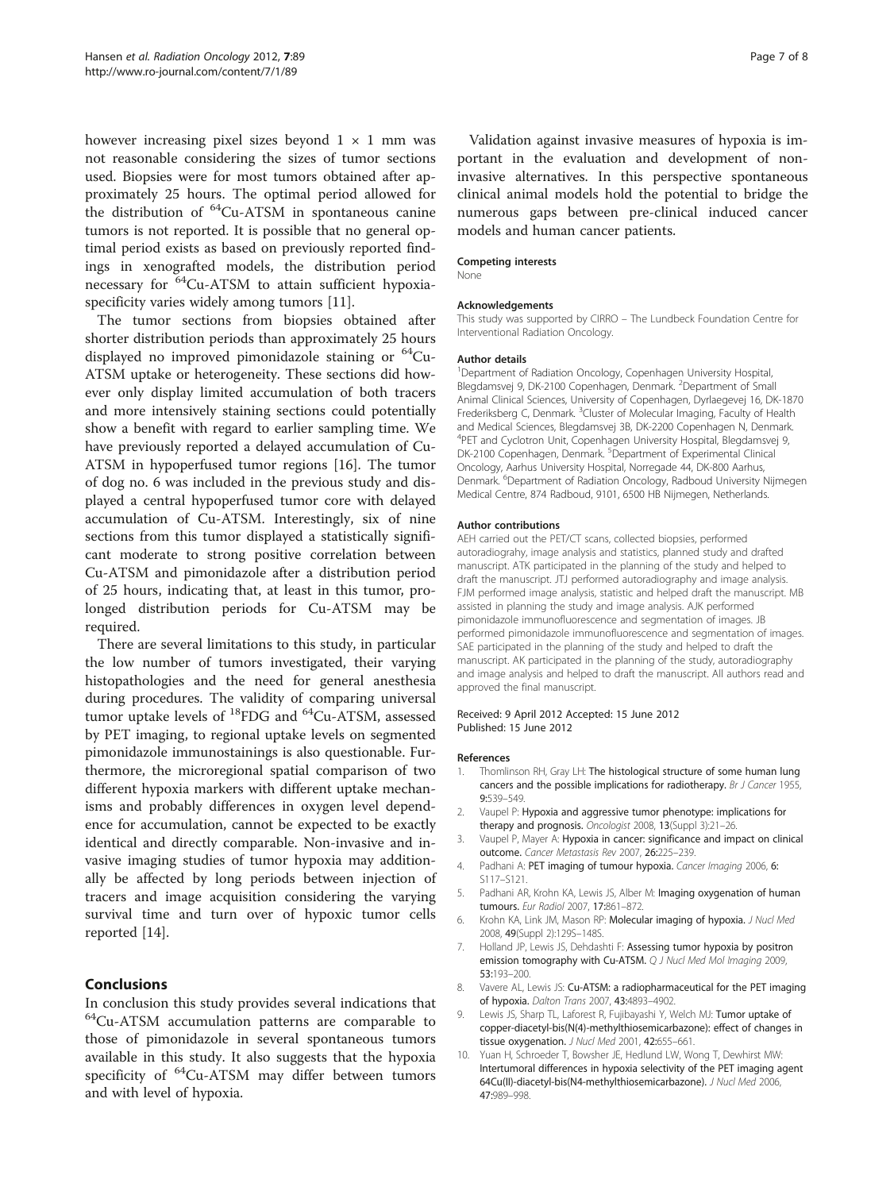however increasing pixel sizes beyond $1 \times 1$ mm was not reasonable considering the sizes of tumor sections used. Biopsies were for most tumors obtained after approximately 25 hours. The optimal period allowed for the distribution of $^{64}$Cu-ATSM in spontaneous canine tumors is not reported. It is possible that no general optimal period exists as based on previously reported findings in xenografted models, the distribution period necessary for $^{64}$Cu-ATSM to attain sufficient hypoxia-specificity varies widely among tumors [11].

The tumor sections from biopsies obtained after shorter distribution periods than approximately 25 hours displayed no improved pimonidazole staining or $^{64}$Cu-ATSM uptake or heterogeneity. These sections did however only display limited accumulation of both tracers and more intensively staining sections could potentially show a benefit with regard to earlier sampling time. We have previously reported a delayed accumulation of Cu-ATSM in hypoperfused tumor regions [16]. The tumor of dog no. 6 was included in the previous study and displayed a central hypoperfused tumor core with delayed accumulation of Cu-ATSM. Interestingly, six of nine sections from this tumor displayed a statistically significant moderate to strong positive correlation between Cu-ATSM and pimonidazole after a distribution period of 25 hours, indicating that, at least in this tumor, prolonged distribution periods for Cu-ATSM may be required.

There are several limitations to this study, in particular the low number of tumors investigated, their varying histopathologies and the need for general anesthesia during procedures. The validity of comparing universal tumor uptake levels of $^{18}$FDG and $^{64}$Cu-ATSM, assessed by PET imaging, to regional uptake levels on segmented pimonidazole immunostainings is also questionable. Furthermore, the microregional spatial comparison of two different hypoxia markers with different uptake mechanisms and probably differences in oxygen level dependence for accumulation, cannot be expected to be exactly identical and directly comparable. Non-invasive and invasive imaging studies of tumor hypoxia may additionally be affected by long periods between injection of tracers and image acquisition considering the varying survival time and turn over of hypoxic tumor cells reported [14].

## Conclusions

In conclusion this study provides several indications that $^{64}$Cu-ATSM accumulation patterns are comparable to those of pimonidazole in several spontaneous tumors available in this study. It also suggests that the hypoxia specificity of $^{64}$Cu-ATSM may differ between tumors and with level of hypoxia.

Validation against invasive measures of hypoxia is important in the evaluation and development of non-invasive alternatives. In this perspective spontaneous clinical animal models hold the potential to bridge the numerous gaps between pre-clinical induced cancer models and human cancer patients.

#### Competing interests

None

#### Acknowledgements

This study was supported by CIRRO – The Lundbeck Foundation Centre for Interventional Radiation Oncology.

#### Author details

[1]Department of Radiation Oncology, Copenhagen University Hospital, Blegdamsvej 9, DK-2100 Copenhagen, Denmark. [2]Department of Small Animal Clinical Sciences, University of Copenhagen, Dyrlaegevej 16, DK-1870 Frederiksberg C, Denmark. [3]Cluster of Molecular Imaging, Faculty of Health and Medical Sciences, Blegdamsvej 3B, DK-2200 Copenhagen N, Denmark. [4]PET and Cyclotron Unit, Copenhagen University Hospital, Blegdamsvej 9, DK-2100 Copenhagen, Denmark. [5]Department of Experimental Clinical Oncology, Aarhus University Hospital, Norregade 44, DK-800 Aarhus, Denmark. [6]Department of Radiation Oncology, Radboud University Nijmegen Medical Centre, 874 Radboud, 9101, 6500 HB Nijmegen, Netherlands.

#### Author contributions

AEH carried out the PET/CT scans, collected biopsies, performed autoradiograhy, image analysis and statistics, planned study and drafted manuscript. ATK participated in the planning of the study and helped to draft the manuscript. JTJ performed autoradiography and image analysis. FJM performed image analysis, statistic and helped draft the manuscript. MB assisted in planning the study and image analysis. AJK performed pimonidazole immunofluorescence and segmentation of images. JB performed pimonidazole immunofluorescence and segmentation of images. SAE participated in the planning of the study and helped to draft the manuscript. AK participated in the planning of the study, autoradiography and image analysis and helped to draft the manuscript. All authors read and approved the final manuscript.

Received: 9 April 2012 Accepted: 15 June 2012
Published: 15 June 2012

#### References

1. Thomlinson RH, Gray LH: **The histological structure of some human lung cancers and the possible implications for radiotherapy.** *Br J Cancer* 1955, **9:**539–549.
2. Vaupel P: **Hypoxia and aggressive tumor phenotype: implications for therapy and prognosis.** *Oncologist* 2008, **13**(Suppl 3):21–26.
3. Vaupel P, Mayer A: **Hypoxia in cancer: significance and impact on clinical outcome.** *Cancer Metastasis Rev* 2007, **26:**225–239.
4. Padhani A: **PET imaging of tumour hypoxia.** *Cancer Imaging* 2006, **6:** S117–S121.
5. Padhani AR, Krohn KA, Lewis JS, Alber M: **Imaging oxygenation of human tumours.** *Eur Radiol* 2007, **17:**861–872.
6. Krohn KA, Link JM, Mason RP: **Molecular imaging of hypoxia.** *J Nucl Med* 2008, **49**(Suppl 2):129S–148S.
7. Holland JP, Lewis JS, Dehdashti F: **Assessing tumor hypoxia by positron emission tomography with Cu-ATSM.** *Q J Nucl Med Mol Imaging* 2009, **53:**193–200.
8. Vavere AL, Lewis JS: **Cu-ATSM: a radiopharmaceutical for the PET imaging of hypoxia.** *Dalton Trans* 2007, **43:**4893–4902.
9. Lewis JS, Sharp TL, Laforest R, Fujibayashi Y, Welch MJ: **Tumor uptake of copper-diacetyl-bis(N(4)-methylthiosemicarbazone): effect of changes in tissue oxygenation.** *J Nucl Med* 2001, **42:**655–661.
10. Yuan H, Schroeder T, Bowsher JE, Hedlund LW, Wong T, Dewhirst MW: **Intertumoral differences in hypoxia selectivity of the PET imaging agent 64Cu(II)-diacetyl-bis(N4-methylthiosemicarbazone).** *J Nucl Med* 2006, **47:**989–998.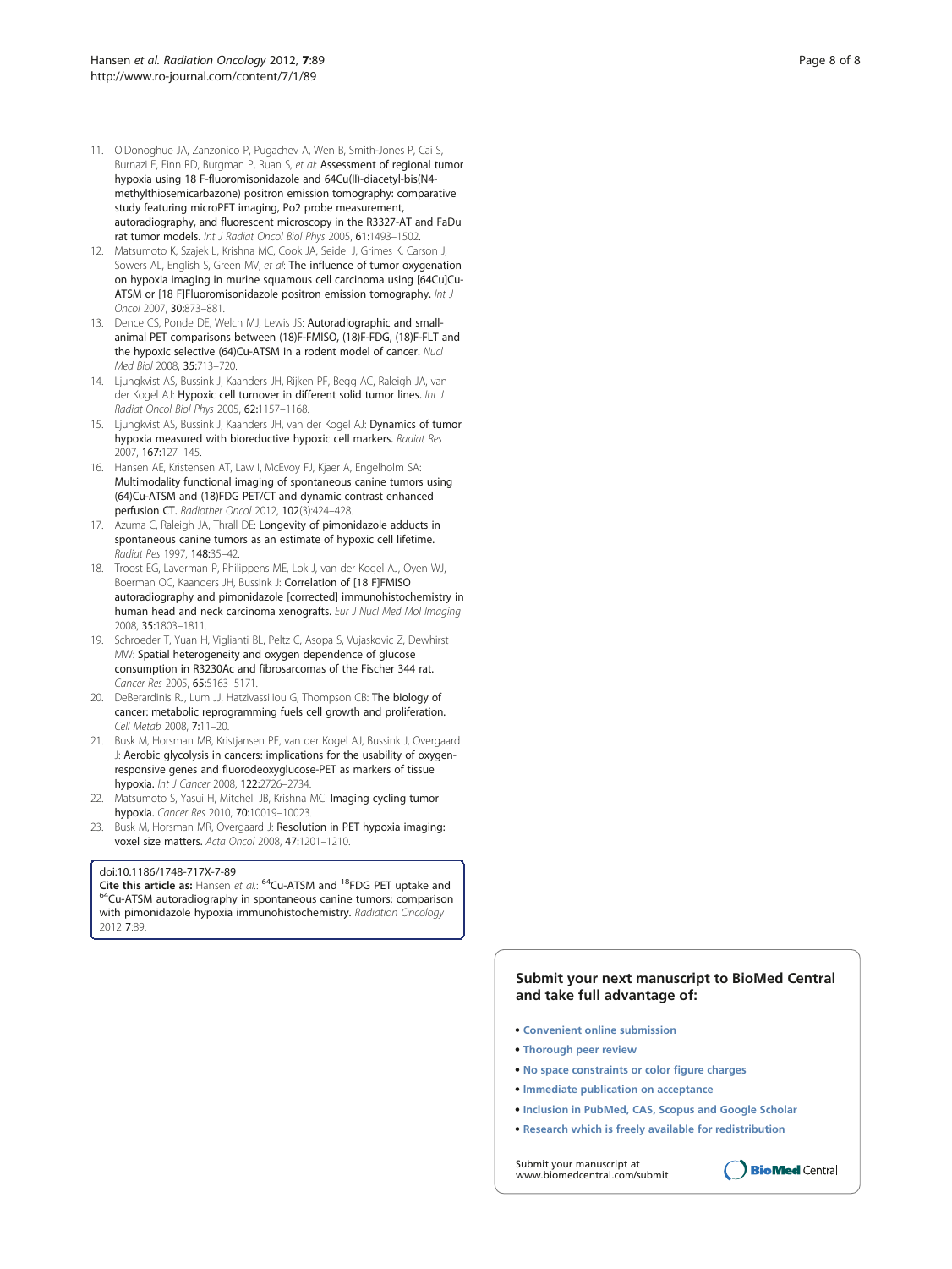11. O'Donoghue JA, Zanzonico P, Pugachev A, Wen B, Smith-Jones P, Cai S, Burnazi E, Finn RD, Burgman P, Ruan S, *et al*: **Assessment of regional tumor hypoxia using 18 F-fluoromisonidazole and 64Cu(II)-diacetyl-bis(N4-methylthiosemicarbazone) positron emission tomography: comparative study featuring microPET imaging, Po2 probe measurement, autoradiography, and fluorescent microscopy in the R3327-AT and FaDu rat tumor models.** *Int J Radiat Oncol Biol Phys* 2005, **61**:1493–1502.
12. Matsumoto K, Szajek L, Krishna MC, Cook JA, Seidel J, Grimes K, Carson J, Sowers AL, English S, Green MV, *et al*: **The influence of tumor oxygenation on hypoxia imaging in murine squamous cell carcinoma using [64Cu]Cu-ATSM or [18 F]Fluoromisonidazole positron emission tomography.** *Int J Oncol* 2007, **30**:873–881.
13. Dence CS, Ponde DE, Welch MJ, Lewis JS: **Autoradiographic and small-animal PET comparisons between (18)F-FMISO, (18)F-FDG, (18)F-FLT and the hypoxic selective (64)Cu-ATSM in a rodent model of cancer.** *Nucl Med Biol* 2008, **35**:713–720.
14. Ljungkvist AS, Bussink J, Kaanders JH, Rijken PF, Begg AC, Raleigh JA, van der Kogel AJ: **Hypoxic cell turnover in different solid tumor lines.** *Int J Radiat Oncol Biol Phys* 2005, **62**:1157–1168.
15. Ljungkvist AS, Bussink J, Kaanders JH, van der Kogel AJ: **Dynamics of tumor hypoxia measured with bioreductive hypoxic cell markers.** *Radiat Res* 2007, **167**:127–145.
16. Hansen AE, Kristensen AT, Law I, McEvoy FJ, Kjaer A, Engelholm SA: **Multimodality functional imaging of spontaneous canine tumors using (64)Cu-ATSM and (18)FDG PET/CT and dynamic contrast enhanced perfusion CT.** *Radiother Oncol* 2012, **102**(3):424–428.
17. Azuma C, Raleigh JA, Thrall DE: **Longevity of pimonidazole adducts in spontaneous canine tumors as an estimate of hypoxic cell lifetime.** *Radiat Res* 1997, **148**:35–42.
18. Troost EG, Laverman P, Philippens ME, Lok J, van der Kogel AJ, Oyen WJ, Boerman OC, Kaanders JH, Bussink J: **Correlation of [18 F]FMISO autoradiography and pimonidazole [corrected] immunohistochemistry in human head and neck carcinoma xenografts.** *Eur J Nucl Med Mol Imaging* 2008, **35**:1803–1811.
19. Schroeder T, Yuan H, Viglianti BL, Peltz C, Asopa S, Vujaskovic Z, Dewhirst MW: **Spatial heterogeneity and oxygen dependence of glucose consumption in R3230Ac and fibrosarcomas of the Fischer 344 rat.** *Cancer Res* 2005, **65**:5163–5171.
20. DeBerardinis RJ, Lum JJ, Hatzivassiliou G, Thompson CB: **The biology of cancer: metabolic reprogramming fuels cell growth and proliferation.** *Cell Metab* 2008, **7**:11–20.
21. Busk M, Horsman MR, Kristjansen PE, van der Kogel AJ, Bussink J, Overgaard J: **Aerobic glycolysis in cancers: implications for the usability of oxygen-responsive genes and fluorodeoxyglucose-PET as markers of tissue hypoxia.** *Int J Cancer* 2008, **122**:2726–2734.
22. Matsumoto S, Yasui H, Mitchell JB, Krishna MC: **Imaging cycling tumor hypoxia.** *Cancer Res* 2010, **70**:10019–10023.
23. Busk M, Horsman MR, Overgaard J: **Resolution in PET hypoxia imaging: voxel size matters.** *Acta Oncol* 2008, **47**:1201–1210.

doi:10.1186/1748-717X-7-89

**Cite this article as:** Hansen *et al.*: $^{64}$Cu-ATSM and $^{18}$FDG PET uptake and $^{64}$Cu-ATSM autoradiography in spontaneous canine tumors: comparison with pimonidazole hypoxia immunohistochemistry. *Radiation Oncology* 2012 **7**:89.

**Submit your next manuscript to BioMed Central and take full advantage of:**

- **Convenient online submission**
- **Thorough peer review**
- **No space constraints or color figure charges**
- **Immediate publication on acceptance**
- **Inclusion in PubMed, CAS, Scopus and Google Scholar**
- **Research which is freely available for redistribution**

Submit your manuscript at
www.biomedcentral.com/submit

BioMed Central